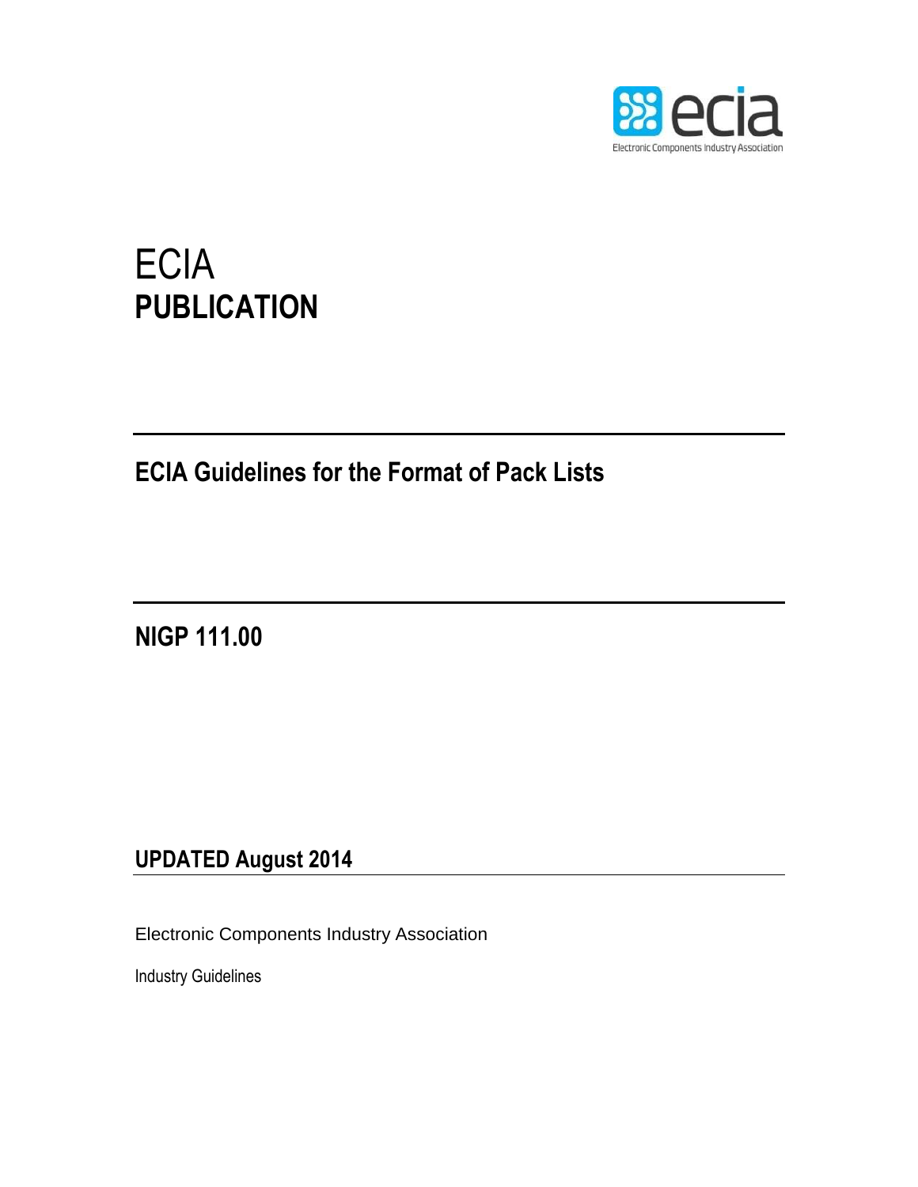# ECIA
# PUBLICATION

## ECIA Guidelines for the Format of Pack Lists

## NIGP 111.00

## UPDATED August 2014

Electronic Components Industry Association

Industry Guidelines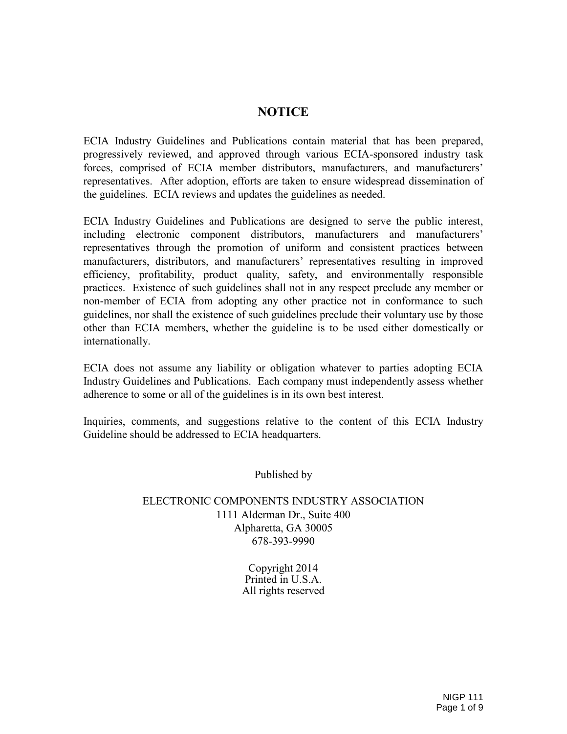# NOTICE

ECIA Industry Guidelines and Publications contain material that has been prepared, progressively reviewed, and approved through various ECIA-sponsored industry task forces, comprised of ECIA member distributors, manufacturers, and manufacturers' representatives. After adoption, efforts are taken to ensure widespread dissemination of the guidelines. ECIA reviews and updates the guidelines as needed.

ECIA Industry Guidelines and Publications are designed to serve the public interest, including electronic component distributors, manufacturers and manufacturers' representatives through the promotion of uniform and consistent practices between manufacturers, distributors, and manufacturers' representatives resulting in improved efficiency, profitability, product quality, safety, and environmentally responsible practices. Existence of such guidelines shall not in any respect preclude any member or non-member of ECIA from adopting any other practice not in conformance to such guidelines, nor shall the existence of such guidelines preclude their voluntary use by those other than ECIA members, whether the guideline is to be used either domestically or internationally.

ECIA does not assume any liability or obligation whatever to parties adopting ECIA Industry Guidelines and Publications. Each company must independently assess whether adherence to some or all of the guidelines is in its own best interest.

Inquiries, comments, and suggestions relative to the content of this ECIA Industry Guideline should be addressed to ECIA headquarters.

Published by

ELECTRONIC COMPONENTS INDUSTRY ASSOCIATION
1111 Alderman Dr., Suite 400
Alpharetta, GA 30005
678-393-9990

Copyright 2014
Printed in U.S.A.
All rights reserved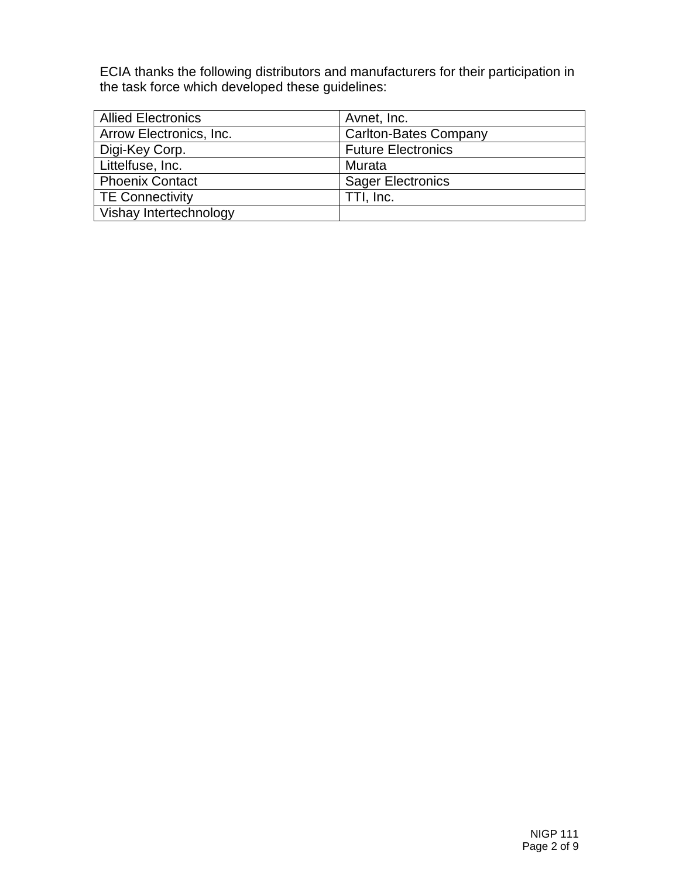ECIA thanks the following distributors and manufacturers for their participation in the task force which developed these guidelines:

| | |
|---|---|
| Allied Electronics | Avnet, Inc. |
| Arrow Electronics, Inc. | Carlton-Bates Company |
| Digi-Key Corp. | Future Electronics |
| Littelfuse, Inc. | Murata |
| Phoenix Contact | Sager Electronics |
| TE Connectivity | TTI, Inc. |
| Vishay Intertechnology | |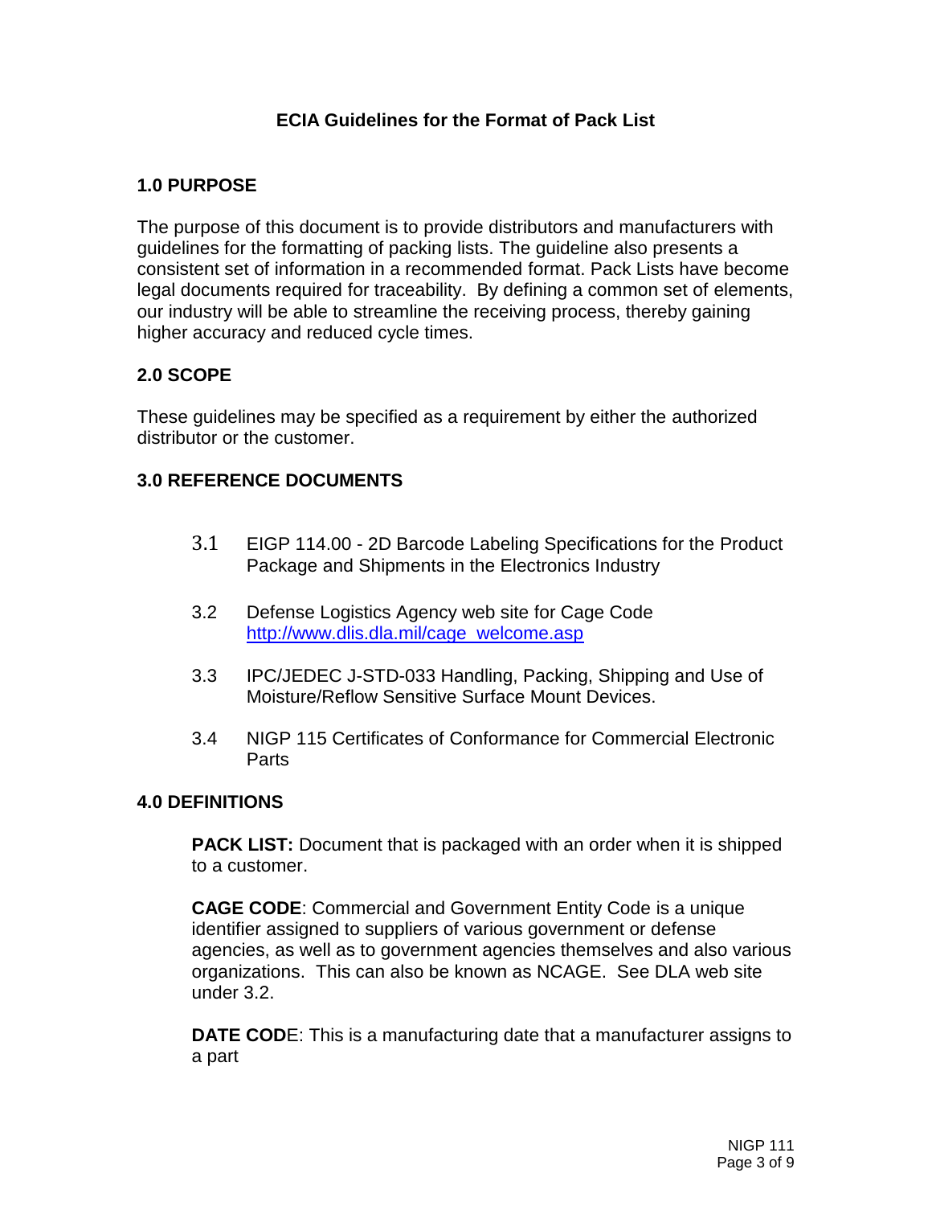## ECIA Guidelines for the Format of Pack List

### 1.0 PURPOSE

The purpose of this document is to provide distributors and manufacturers with guidelines for the formatting of packing lists. The guideline also presents a consistent set of information in a recommended format. Pack Lists have become legal documents required for traceability. By defining a common set of elements, our industry will be able to streamline the receiving process, thereby gaining higher accuracy and reduced cycle times.

### 2.0 SCOPE

These guidelines may be specified as a requirement by either the authorized distributor or the customer.

### 3.0 REFERENCE DOCUMENTS

3.1 EIGP 114.00 - 2D Barcode Labeling Specifications for the Product Package and Shipments in the Electronics Industry

3.2 Defense Logistics Agency web site for Cage Code [http://www.dlis.dla.mil/cage_welcome.asp](http://www.dlis.dla.mil/cage_welcome.asp)

3.3 IPC/JEDEC J-STD-033 Handling, Packing, Shipping and Use of Moisture/Reflow Sensitive Surface Mount Devices.

3.4 NIGP 115 Certificates of Conformance for Commercial Electronic Parts

### 4.0 DEFINITIONS

**PACK LIST:** Document that is packaged with an order when it is shipped to a customer.

**CAGE CODE**: Commercial and Government Entity Code is a unique identifier assigned to suppliers of various government or defense agencies, as well as to government agencies themselves and also various organizations. This can also be known as NCAGE. See DLA web site under 3.2.

**DATE CODE**: This is a manufacturing date that a manufacturer assigns to a part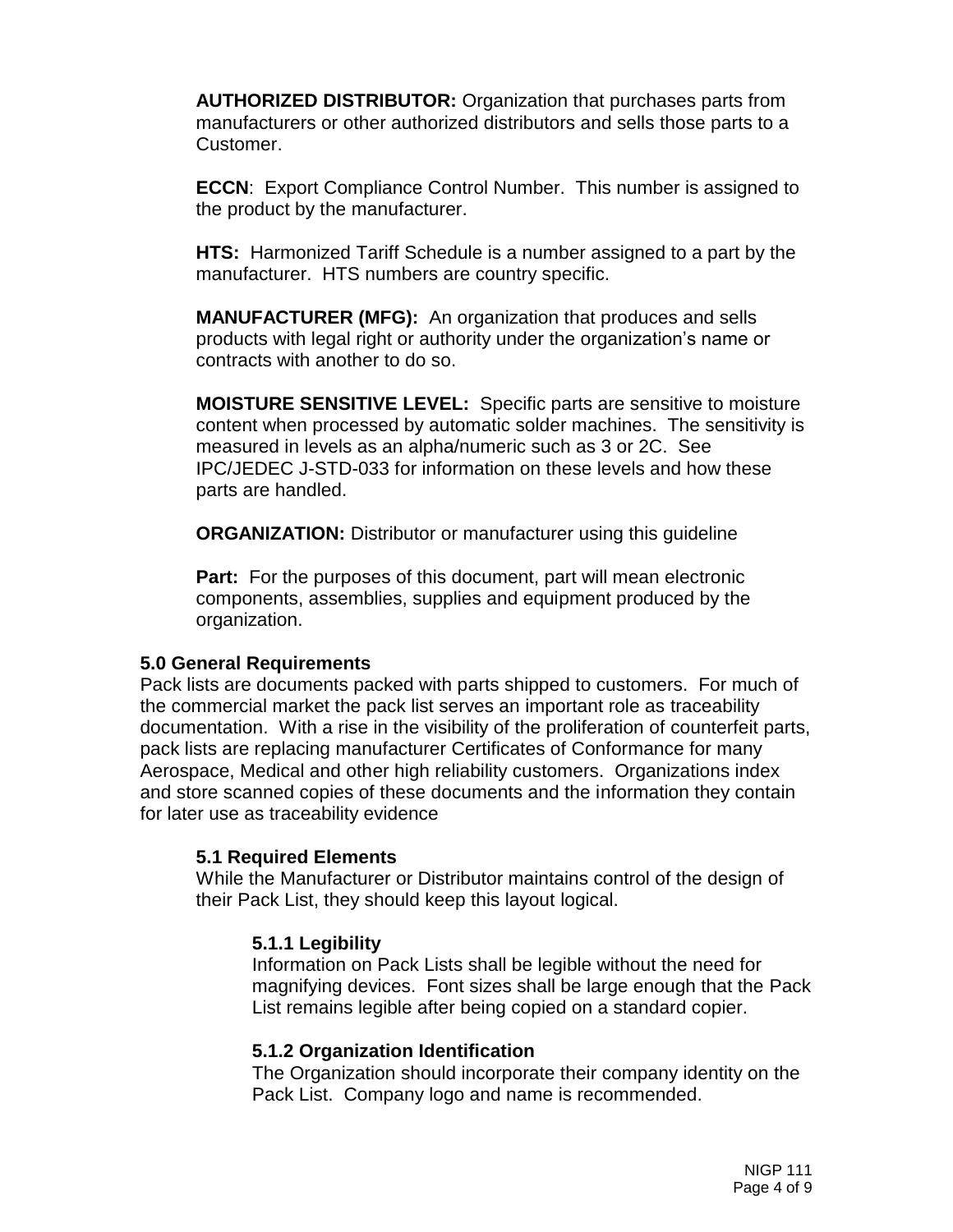**AUTHORIZED DISTRIBUTOR:** Organization that purchases parts from manufacturers or other authorized distributors and sells those parts to a Customer.

**ECCN**: Export Compliance Control Number. This number is assigned to the product by the manufacturer.

**HTS:** Harmonized Tariff Schedule is a number assigned to a part by the manufacturer. HTS numbers are country specific.

**MANUFACTURER (MFG):** An organization that produces and sells products with legal right or authority under the organization's name or contracts with another to do so.

**MOISTURE SENSITIVE LEVEL:** Specific parts are sensitive to moisture content when processed by automatic solder machines. The sensitivity is measured in levels as an alpha/numeric such as 3 or 2C. See IPC/JEDEC J-STD-033 for information on these levels and how these parts are handled.

**ORGANIZATION:** Distributor or manufacturer using this guideline

**Part:** For the purposes of this document, part will mean electronic components, assemblies, supplies and equipment produced by the organization.

## 5.0 General Requirements

Pack lists are documents packed with parts shipped to customers. For much of the commercial market the pack list serves an important role as traceability documentation. With a rise in the visibility of the proliferation of counterfeit parts, pack lists are replacing manufacturer Certificates of Conformance for many Aerospace, Medical and other high reliability customers. Organizations index and store scanned copies of these documents and the information they contain for later use as traceability evidence

### 5.1 Required Elements

While the Manufacturer or Distributor maintains control of the design of their Pack List, they should keep this layout logical.

#### 5.1.1 Legibility

Information on Pack Lists shall be legible without the need for magnifying devices. Font sizes shall be large enough that the Pack List remains legible after being copied on a standard copier.

#### 5.1.2 Organization Identification

The Organization should incorporate their company identity on the Pack List. Company logo and name is recommended.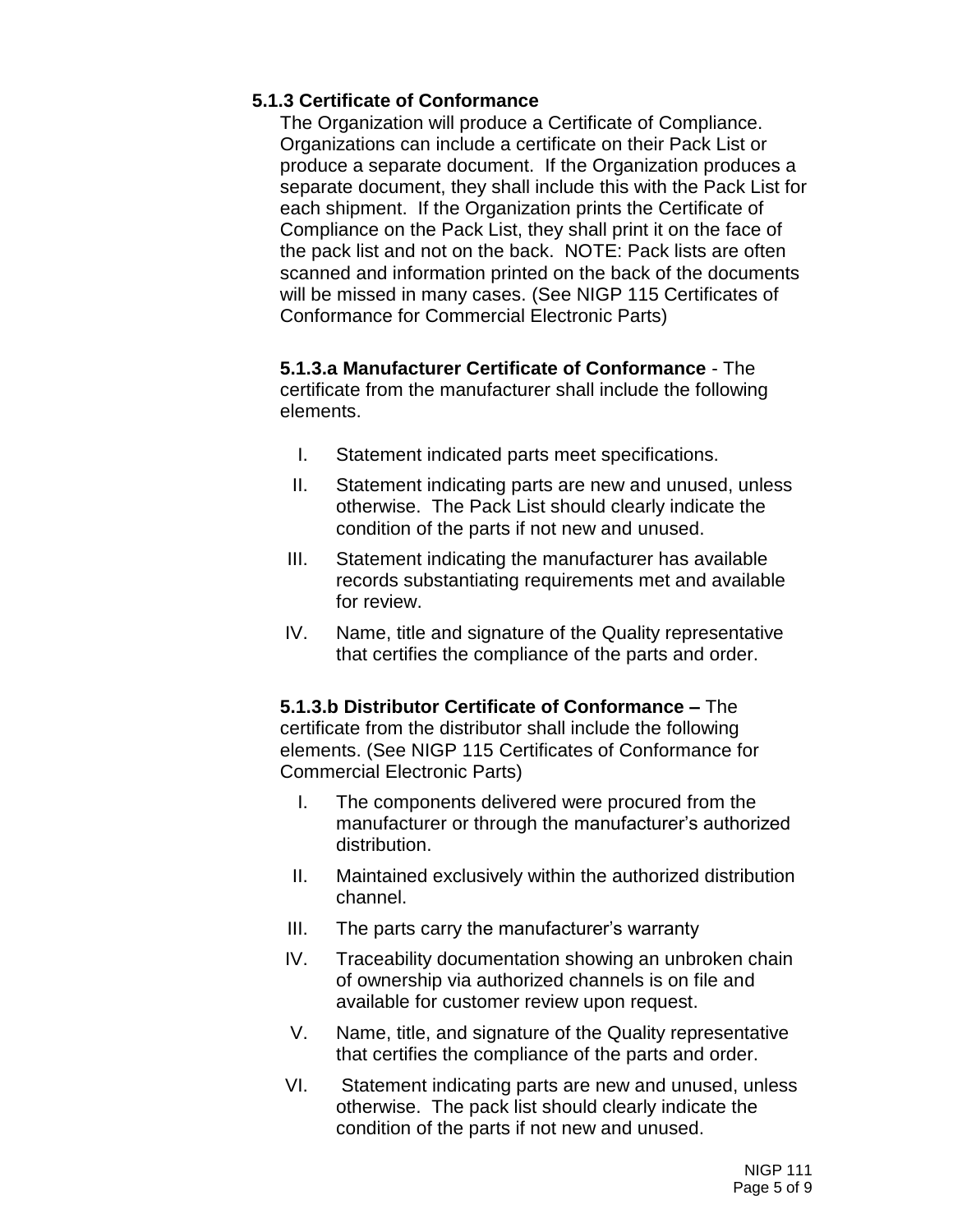### 5.1.3 Certificate of Conformance

The Organization will produce a Certificate of Compliance. Organizations can include a certificate on their Pack List or produce a separate document. If the Organization produces a separate document, they shall include this with the Pack List for each shipment. If the Organization prints the Certificate of Compliance on the Pack List, they shall print it on the face of the pack list and not on the back. NOTE: Pack lists are often scanned and information printed on the back of the documents will be missed in many cases. (See NIGP 115 Certificates of Conformance for Commercial Electronic Parts)

**5.1.3.a Manufacturer Certificate of Conformance** - The certificate from the manufacturer shall include the following elements.

I. Statement indicated parts meet specifications.

II. Statement indicating parts are new and unused, unless otherwise. The Pack List should clearly indicate the condition of the parts if not new and unused.

III. Statement indicating the manufacturer has available records substantiating requirements met and available for review.

IV. Name, title and signature of the Quality representative that certifies the compliance of the parts and order.

**5.1.3.b Distributor Certificate of Conformance –** The certificate from the distributor shall include the following elements. (See NIGP 115 Certificates of Conformance for Commercial Electronic Parts)

I. The components delivered were procured from the manufacturer or through the manufacturer's authorized distribution.

II. Maintained exclusively within the authorized distribution channel.

III. The parts carry the manufacturer's warranty

IV. Traceability documentation showing an unbroken chain of ownership via authorized channels is on file and available for customer review upon request.

V. Name, title, and signature of the Quality representative that certifies the compliance of the parts and order.

VI. Statement indicating parts are new and unused, unless otherwise. The pack list should clearly indicate the condition of the parts if not new and unused.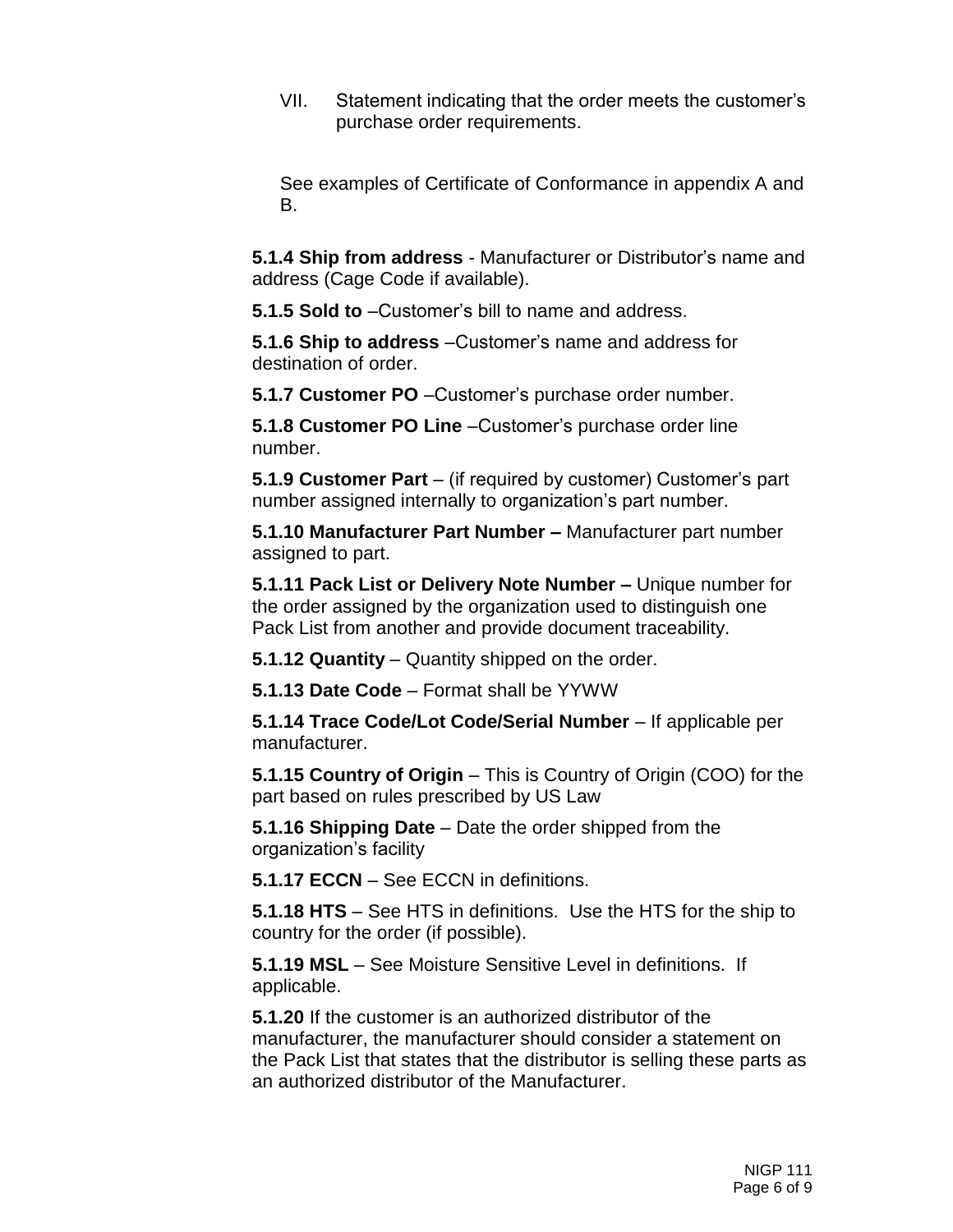VII. Statement indicating that the order meets the customer's purchase order requirements.

See examples of Certificate of Conformance in appendix A and B.

**5.1.4 Ship from address** - Manufacturer or Distributor's name and address (Cage Code if available).

**5.1.5 Sold to** –Customer's bill to name and address.

**5.1.6 Ship to address** –Customer's name and address for destination of order.

**5.1.7 Customer PO** –Customer's purchase order number.

**5.1.8 Customer PO Line** –Customer's purchase order line number.

**5.1.9 Customer Part** – (if required by customer) Customer's part number assigned internally to organization's part number.

**5.1.10 Manufacturer Part Number –** Manufacturer part number assigned to part.

**5.1.11 Pack List or Delivery Note Number –** Unique number for the order assigned by the organization used to distinguish one Pack List from another and provide document traceability.

**5.1.12 Quantity** – Quantity shipped on the order.

**5.1.13 Date Code** – Format shall be YYWW

**5.1.14 Trace Code/Lot Code/Serial Number** – If applicable per manufacturer.

**5.1.15 Country of Origin** – This is Country of Origin (COO) for the part based on rules prescribed by US Law

**5.1.16 Shipping Date** – Date the order shipped from the organization's facility

**5.1.17 ECCN** – See ECCN in definitions.

**5.1.18 HTS** – See HTS in definitions. Use the HTS for the ship to country for the order (if possible).

**5.1.19 MSL** – See Moisture Sensitive Level in definitions. If applicable.

**5.1.20** If the customer is an authorized distributor of the manufacturer, the manufacturer should consider a statement on the Pack List that states that the distributor is selling these parts as an authorized distributor of the Manufacturer.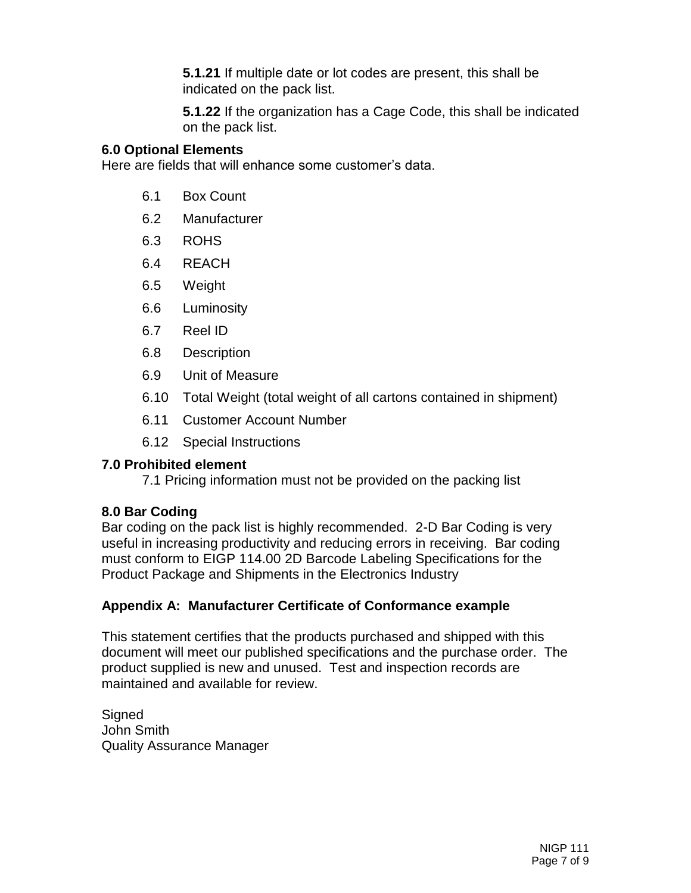**5.1.21** If multiple date or lot codes are present, this shall be indicated on the pack list.

**5.1.22** If the organization has a Cage Code, this shall be indicated on the pack list.

### 6.0 Optional Elements

Here are fields that will enhance some customer's data.

- 6.1 Box Count
- 6.2 Manufacturer
- 6.3 ROHS
- 6.4 REACH
- 6.5 Weight
- 6.6 Luminosity
- 6.7 Reel ID
- 6.8 Description
- 6.9 Unit of Measure
- 6.10 Total Weight (total weight of all cartons contained in shipment)
- 6.11 Customer Account Number
- 6.12 Special Instructions

### 7.0 Prohibited element

7.1 Pricing information must not be provided on the packing list

### 8.0 Bar Coding

Bar coding on the pack list is highly recommended. 2-D Bar Coding is very useful in increasing productivity and reducing errors in receiving. Bar coding must conform to EIGP 114.00 2D Barcode Labeling Specifications for the Product Package and Shipments in the Electronics Industry

### Appendix A: Manufacturer Certificate of Conformance example

This statement certifies that the products purchased and shipped with this document will meet our published specifications and the purchase order. The product supplied is new and unused. Test and inspection records are maintained and available for review.

Signed
John Smith
Quality Assurance Manager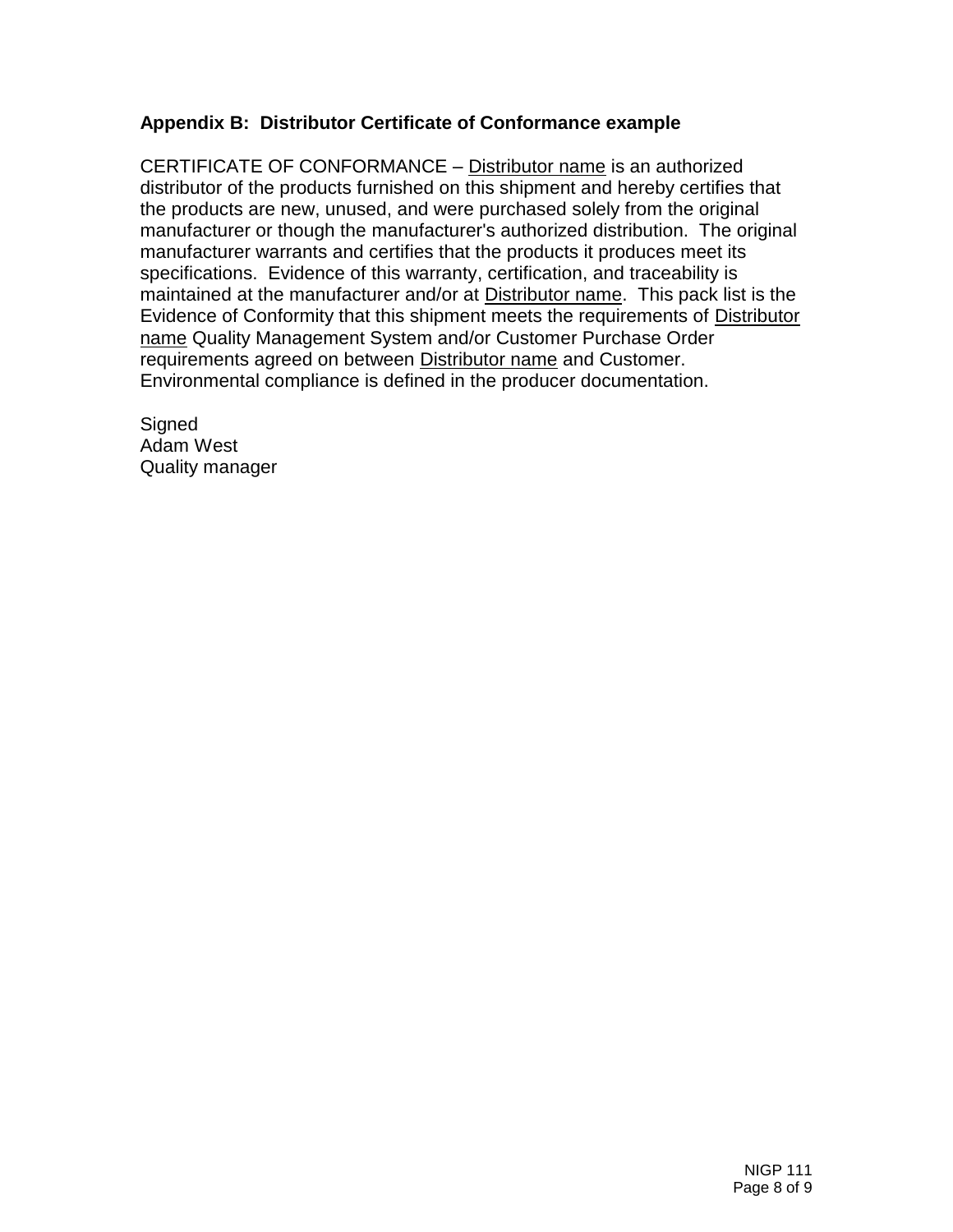## Appendix B: Distributor Certificate of Conformance example

CERTIFICATE OF CONFORMANCE – Distributor name is an authorized distributor of the products furnished on this shipment and hereby certifies that the products are new, unused, and were purchased solely from the original manufacturer or though the manufacturer's authorized distribution. The original manufacturer warrants and certifies that the products it produces meet its specifications. Evidence of this warranty, certification, and traceability is maintained at the manufacturer and/or at Distributor name. This pack list is the Evidence of Conformity that this shipment meets the requirements of Distributor name Quality Management System and/or Customer Purchase Order requirements agreed on between Distributor name and Customer. Environmental compliance is defined in the producer documentation.

Signed
Adam West
Quality manager